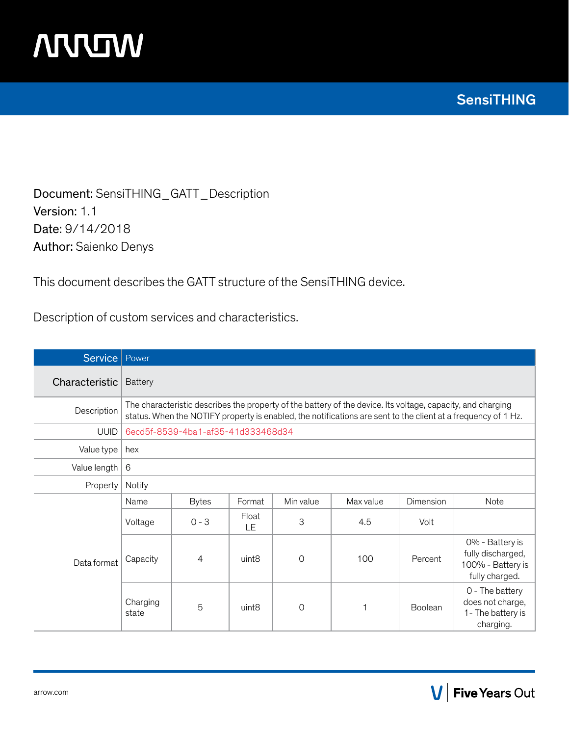# SensiTHING

**Document:** SensiTHING_GATT_Description
**Version:** 1.1
**Date:** 9/14/2018
**Author:** Saienko Denys

This document describes the GATT structure of the SensiTHING device.

Description of custom services and characteristics.

| Service | Power | | | | | | |
|---|---|---|---|---|---|---|---|
| **Characteristic** | Battery | | | | | | |
| Description | The characteristic describes the property of the battery of the device. Its voltage, capacity, and charging status. When the NOTIFY property is enabled, the notifications are sent to the client at a frequency of 1 Hz. | | | | | | |
| UUID | 6ecd5f-8539-4ba1-af35-41d333468d34 | | | | | | |
| Value type | hex | | | | | | |
| Value length | 6 | | | | | | |
| Property | Notify | | | | | | |
| Data format | Name | Bytes | Format | Min value | Max value | Dimension | Note |
| | Voltage | 0 - 3 | Float LE | 3 | 4.5 | Volt | |
| | Capacity | 4 | uint8 | 0 | 100 | Percent | 0% - Battery is fully discharged, 100% - Battery is fully charged. |
| | Charging state | 5 | uint8 | 0 | 1 | Boolean | 0 - The battery does not charge, 1- The battery is charging. |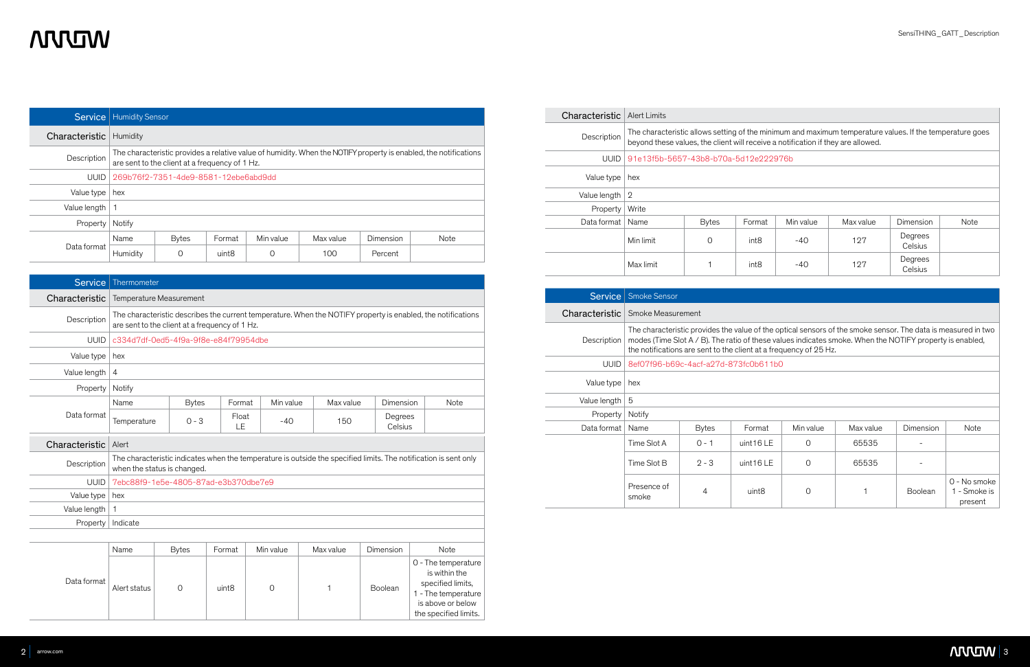| Service | Humidity Sensor | | | | | | |
|---|---|---|---|---|---|---|---|
| Characteristic | Humidity | | | | | | |
| Description | The characteristic provides a relative value of humidity. When the NOTIFY property is enabled, the notifications are sent to the client at a frequency of 1 Hz. | | | | | | |
| UUID | 269b76f2-7351-4de9-8581-12ebe6abd9dd | | | | | | |
| Value type | hex | | | | | | |
| Value length | 1 | | | | | | |
| Property | Notify | | | | | | |
| Data format | Name | Bytes | Format | Min value | Max value | Dimension | Note |
| | Humidity | 0 | uint8 | 0 | 100 | Percent | |

| Service | Thermometer | | | | | | |
|---|---|---|---|---|---|---|---|
| Characteristic | Temperature Measurement | | | | | | |
| Description | The characteristic describes the current temperature. When the NOTIFY property is enabled, the notifications are sent to the client at a frequency of 1 Hz. | | | | | | |
| UUID | c334d7df-0ed5-4f9a-9f8e-e84f79954dbe | | | | | | |
| Value type | hex | | | | | | |
| Value length | 4 | | | | | | |
| Property | Notify | | | | | | |
| Data format | Name | Bytes | Format | Min value | Max value | Dimension | Note |
| | Temperature | 0 - 3 | Float LE | -40 | 150 | Degrees Celsius | |
| Characteristic | Alert | | | | | | |
| Description | The characteristic indicates when the temperature is outside the specified limits. The notification is sent only when the status is changed. | | | | | | |
| UUID | 7ebc88f9-1e5e-4805-87ad-e3b370dbe7e9 | | | | | | |
| Value type | hex | | | | | | |
| Value length | 1 | | | | | | |
| Property | Indicate | | | | | | |
| Data format | Name | Bytes | Format | Min value | Max value | Dimension | Note |
| | Alert status | 0 | uint8 | 0 | 1 | Boolean | 0 - The temperature is within the specified limits, 1 - The temperature is above or below the specified limits. |

| Characteristic | Alert Limits | | | | | | |
|---|---|---|---|---|---|---|---|
| Description | The characteristic allows setting of the minimum and maximum temperature values. If the temperature goes beyond these values, the client will receive a notification if they are allowed. | | | | | | |
| UUID | 91e13f5b-5657-43b8-b70a-5d12e222976b | | | | | | |
| Value type | hex | | | | | | |
| Value length | 2 | | | | | | |
| Property | Write | | | | | | |
| Data format | Name | Bytes | Format | Min value | Max value | Dimension | Note |
| | Min limit | 0 | int8 | -40 | 127 | Degrees Celsius | |
| | Max limit | 1 | int8 | -40 | 127 | Degrees Celsius | |

| Service | Smoke Sensor | | | | | | |
|---|---|---|---|---|---|---|---|
| Characteristic | Smoke Measurement | | | | | | |
| Description | The characteristic provides the value of the optical sensors of the smoke sensor. The data is measured in two modes (Time Slot A / B). The ratio of these values indicates smoke. When the NOTIFY property is enabled, the notifications are sent to the client at a frequency of 25 Hz. | | | | | | |
| UUID | 8ef07f96-b69c-4acf-a27d-873fc0b611b0 | | | | | | |
| Value type | hex | | | | | | |
| Value length | 5 | | | | | | |
| Property | Notify | | | | | | |
| Data format | Name | Bytes | Format | Min value | Max value | Dimension | Note |
| | Time Slot A | 0 - 1 | uint16 LE | 0 | 65535 | - | |
| | Time Slot B | 2 - 3 | uint16 LE | 0 | 65535 | - | |
| | Presence of smoke | 4 | uint8 | 0 | 1 | Boolean | 0 - No smoke 1 - Smoke is present |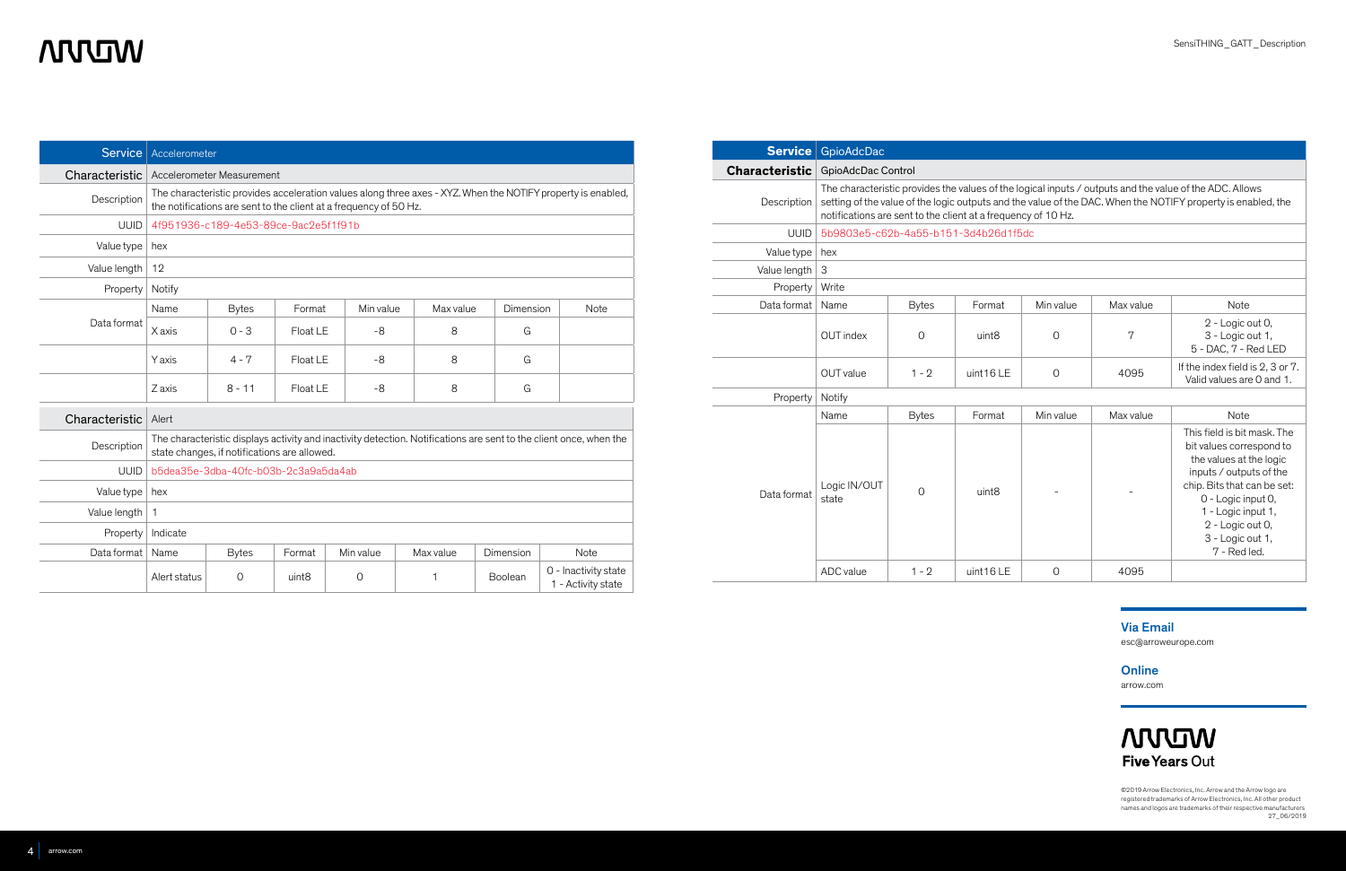| Service | Accelerometer | | | | | | |
|---|---|---|---|---|---|---|---|
| Characteristic | Accelerometer Measurement | | | | | | |
| Description | The characteristic provides acceleration values along three axes - XYZ. When the NOTIFY property is enabled, the notifications are sent to the client at a frequency of 50 Hz. | | | | | | |
| UUID | 4f951936-c189-4e53-89ce-9ac2e5f1f91b | | | | | | |
| Value type | hex | | | | | | |
| Value length | 12 | | | | | | |
| Property | Notify | | | | | | |
| Data format | Name | Bytes | Format | Min value | Max value | Dimension | Note |
| | X axis | 0 - 3 | Float LE | -8 | 8 | G | |
| | Y axis | 4 - 7 | Float LE | -8 | 8 | G | |
| | Z axis | 8 - 11 | Float LE | -8 | 8 | G | |

| Characteristic | Alert | | | | | | |
|---|---|---|---|---|---|---|---|
| Description | The characteristic displays activity and inactivity detection. Notifications are sent to the client once, when the state changes, if notifications are allowed. | | | | | | |
| UUID | b5dea35e-3dba-40fc-b03b-2c3a9a5da4ab | | | | | | |
| Value type | hex | | | | | | |
| Value length | 1 | | | | | | |
| Property | Indicate | | | | | | |
| Data format | Name | Bytes | Format | Min value | Max value | Dimension | Note |
| | Alert status | 0 | uint8 | 0 | 1 | Boolean | 0 - Inactivity state<br>1 - Activity state |

| Service | GpioAdcDac | | | | | |
|---|---|---|---|---|---|---|
| Characteristic | GpioAdcDac Control | | | | | |
| Description | The characteristic provides the values of the logical inputs / outputs and the value of the ADC. Allows setting of the value of the logic outputs and the value of the DAC. When the NOTIFY property is enabled, the notifications are sent to the client at a frequency of 10 Hz. | | | | | |
| UUID | 5b9803e5-c62b-4a55-b151-3d4b26d1f5dc | | | | | |
| Value type | hex | | | | | |
| Value length | 3 | | | | | |
| Property | Write | | | | | |
| Data format | Name | Bytes | Format | Min value | Max value | Note |
| | OUT index | 0 | uint8 | 0 | 7 | 2 - Logic out 0,<br>3 - Logic out 1,<br>5 - DAC, 7 - Red LED |
| | OUT value | 1 - 2 | uint16 LE | 0 | 4095 | If the index field is 2, 3 or 7. Valid values are 0 and 1. |
| Property | Notify | | | | | |
| Data format | Name | Bytes | Format | Min value | Max value | Note |
| | Logic IN/OUT state | 0 | uint8 | - | - | This field is bit mask. The bit values correspond to the values at the logic inputs / outputs of the chip. Bits that can be set:<br>0 - Logic input 0,<br>1 - Logic input 1,<br>2 - Logic out 0,<br>3 - Logic out 1,<br>7 - Red led. |
| | ADC value | 1 - 2 | uint16 LE | 0 | 4095 | |

**Via Email**
esc@arroweurope.com

**Online**
arrow.com

**Five Years Out**

©2019 Arrow Electronics, Inc. Arrow and the Arrow logo are registered trademarks of Arrow Electronics, Inc. All other product names and logos are trademarks of their respective manufacturers
27_06/2019